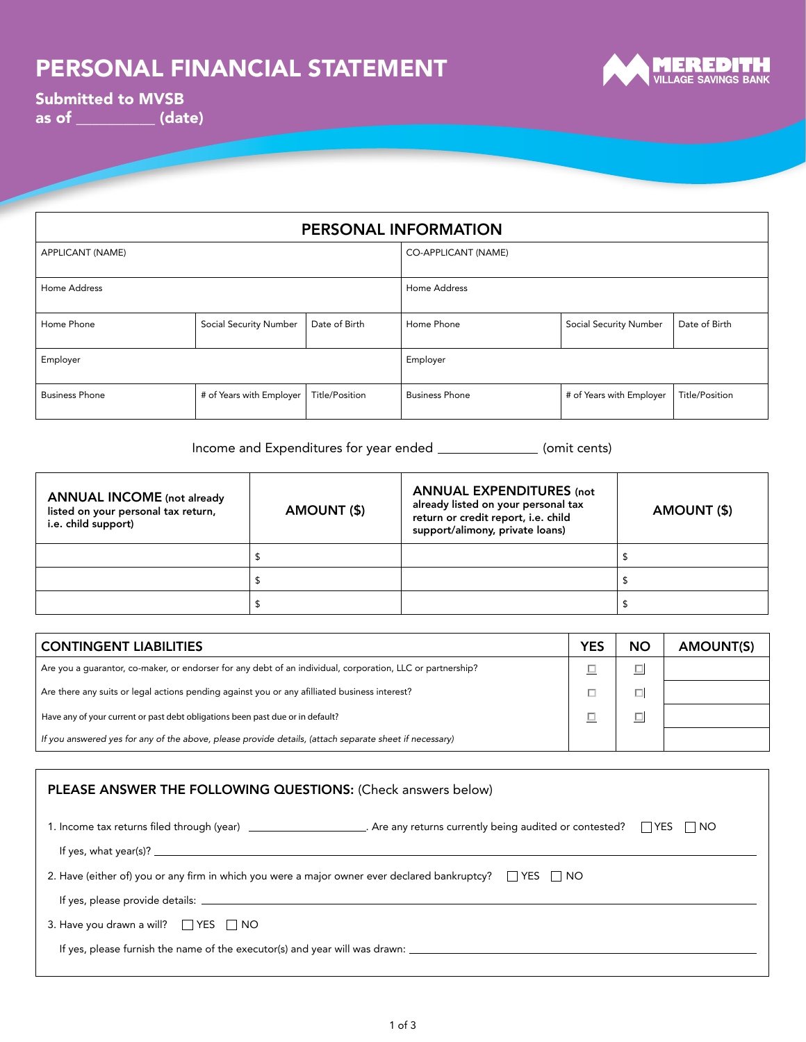# PERSONAL FINANCIAL STATEMENT

**Submitted to MVSB**
**as of __________ (date)**

MEREDITH VILLAGE SAVINGS BANK

| PERSONAL INFORMATION | | | | | |
|---|---|---|---|---|---|
| APPLICANT (NAME) | | | CO-APPLICANT (NAME) | | |
| Home Address | | | Home Address | | |
| Home Phone | Social Security Number | Date of Birth | Home Phone | Social Security Number | Date of Birth |
| Employer | | | Employer | | |
| Business Phone | # of Years with Employer | Title/Position | Business Phone | # of Years with Employer | Title/Position |

Income and Expenditures for year ended ______________ (omit cents)

| **ANNUAL INCOME** (not already listed on your personal tax return, i.e. child support) | **AMOUNT ($)** | **ANNUAL EXPENDITURES** (not already listed on your personal tax return or credit report, i.e. child support/alimony, private loans) | **AMOUNT ($)** |
|---|---|---|---|
| | $ | | $ |
| | $ | | $ |
| | $ | | $ |

| CONTINGENT LIABILITIES | YES | NO | AMOUNT(S) |
|---|---|---|---|
| Are you a guarantor, co-maker, or endorser for any debt of an individual, corporation, LLC or partnership? | ☐ | ☐ | |
| Are there any suits or legal actions pending against you or any afilliated business interest? | ☐ | ☐ | |
| Have any of your current or past debt obligations been past due or in default? | ☐ | ☐ | |
| *If you answered yes for any of the above, please provide details, (attach separate sheet if necessary)* | | | |

**PLEASE ANSWER THE FOLLOWING QUESTIONS:** (Check answers below)

1. Income tax returns filed through (year) ____________________. Are any returns currently being audited or contested? ☐ YES ☐ NO

   If yes, what year(s)? ____________________

2. Have (either of) you or any firm in which you were a major owner ever declared bankruptcy? ☐ YES ☐ NO

   If yes, please provide details: ____________________

3. Have you drawn a will? ☐ YES ☐ NO

   If yes, please furnish the name of the executor(s) and year will was drawn: ____________________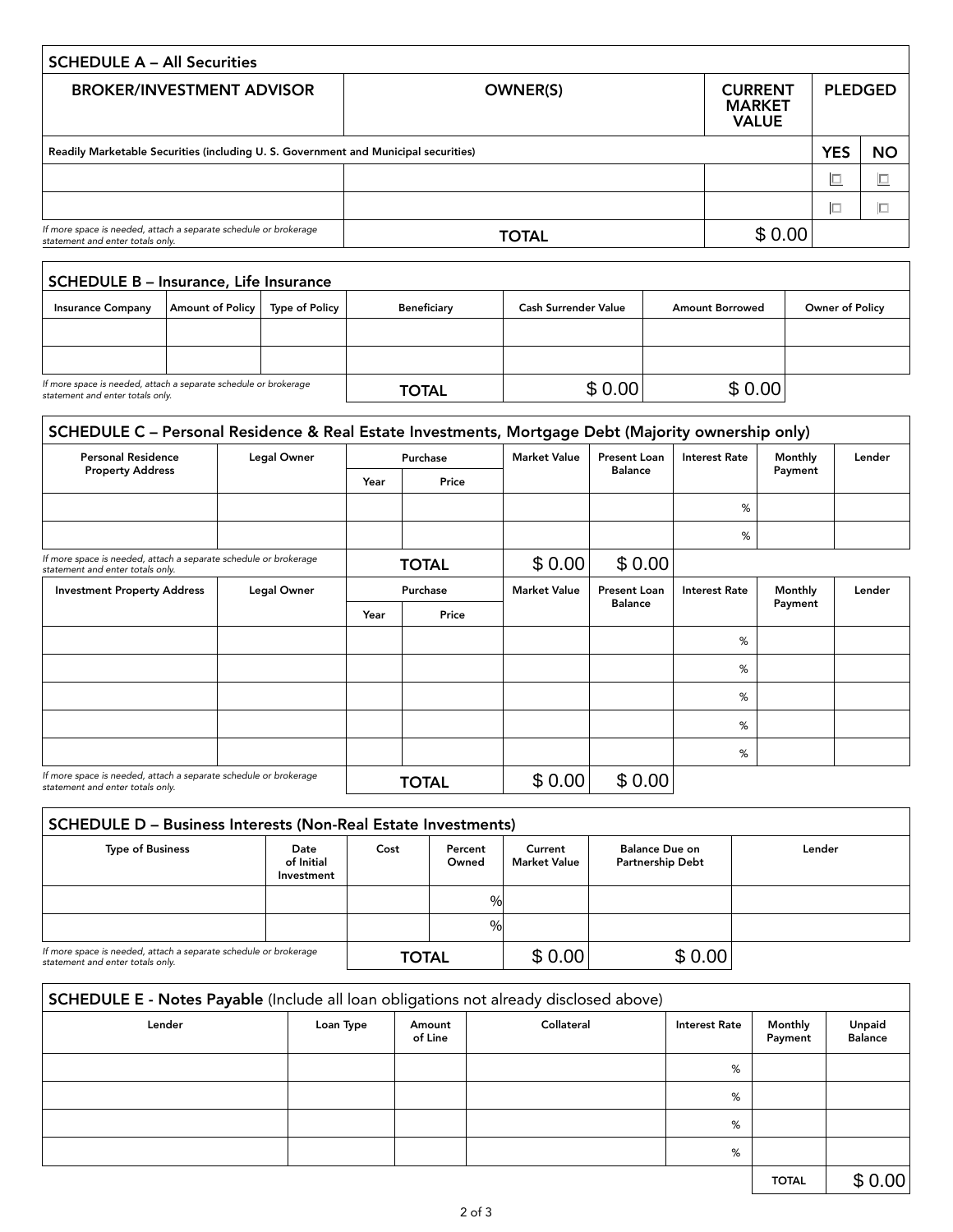## SCHEDULE A – All Securities

| BROKER/INVESTMENT ADVISOR | OWNER(S) | CURRENT MARKET VALUE | PLEDGED | |
|---|---|---|---|---|
| Readily Marketable Securities (including U. S. Government and Municipal securities) | | | YES | NO |
| | | | ☐ | ☐ |
| | | | ☐ | ☐ |
| *If more space is needed, attach a separate schedule or brokerage statement and enter totals only.* | TOTAL | $ 0.00 | | |

## SCHEDULE B – Insurance, Life Insurance

| Insurance Company | Amount of Policy | Type of Policy | Beneficiary | Cash Surrender Value | Amount Borrowed | Owner of Policy |
|---|---|---|---|---|---|---|
| | | | | | | |
| | | | | | | |
| *If more space is needed, attach a separate schedule or brokerage statement and enter totals only.* | | | TOTAL | $ 0.00 | $ 0.00 | |

## SCHEDULE C – Personal Residence & Real Estate Investments, Mortgage Debt (Majority ownership only)

| Personal Residence Property Address | Legal Owner | Purchase | | Market Value | Present Loan Balance | Interest Rate | Monthly Payment | Lender |
|---|---|---|---|---|---|---|---|---|
| | | Year | Price | | | | | |
| | | | | | | % | | |
| | | | | | | % | | |
| *If more space is needed, attach a separate schedule or brokerage statement and enter totals only.* | | TOTAL | | $ 0.00 | $ 0.00 | | | |

| Investment Property Address | Legal Owner | Purchase | | Market Value | Present Loan Balance | Interest Rate | Monthly Payment | Lender |
|---|---|---|---|---|---|---|---|---|
| | | Year | Price | | | | | |
| | | | | | | % | | |
| | | | | | | % | | |
| | | | | | | % | | |
| | | | | | | % | | |
| | | | | | | % | | |
| *If more space is needed, attach a separate schedule or brokerage statement and enter totals only.* | | TOTAL | | $ 0.00 | $ 0.00 | | | |

## SCHEDULE D – Business Interests (Non-Real Estate Investments)

| Type of Business | Date of Initial Investment | Cost | Percent Owned | Current Market Value | Balance Due on Partnership Debt | Lender |
|---|---|---|---|---|---|---|
| | | | % | | | |
| | | | % | | | |
| *If more space is needed, attach a separate schedule or brokerage statement and enter totals only.* | | TOTAL | | $ 0.00 | $ 0.00 | |

## SCHEDULE E - Notes Payable (Include all loan obligations not already disclosed above)

| Lender | Loan Type | Amount of Line | Collateral | Interest Rate | Monthly Payment | Unpaid Balance |
|---|---|---|---|---|---|---|
| | | | | % | | |
| | | | | % | | |
| | | | | % | | |
| | | | | % | | |
| | | | | | TOTAL | $ 0.00 |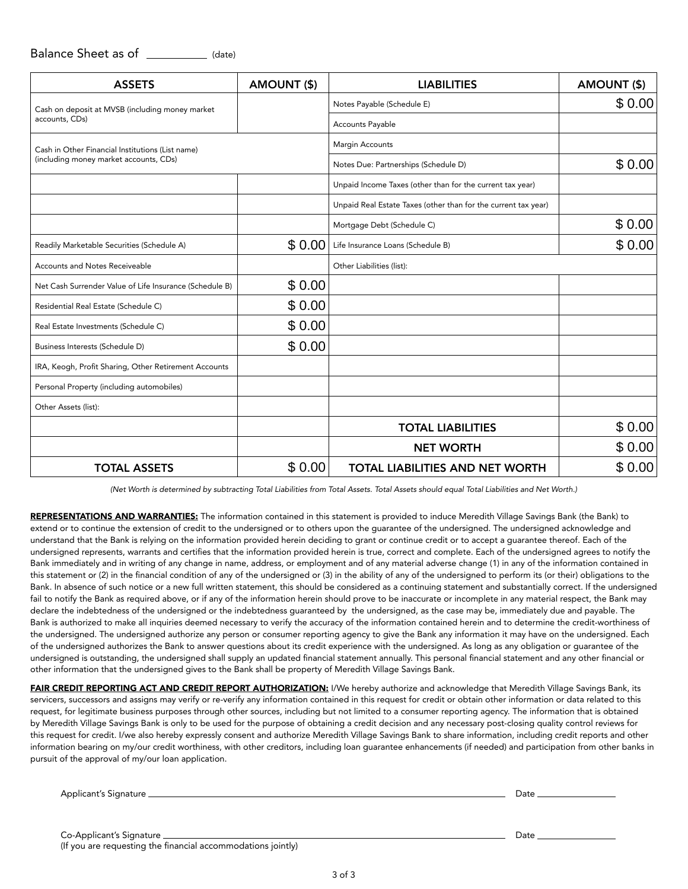Balance Sheet as of ___________ (date)

| ASSETS | AMOUNT ($) | LIABILITIES | AMOUNT ($) |
|---|---|---|---|
| Cash on deposit at MVSB (including money market accounts, CDs) | | Notes Payable (Schedule E) | $ 0.00 |
| | | Accounts Payable | |
| Cash in Other Financial Institutions (List name) (including money market accounts, CDs) | | Margin Accounts | |
| | | Notes Due: Partnerships (Schedule D) | $ 0.00 |
| | | Unpaid Income Taxes (other than for the current tax year) | |
| | | Unpaid Real Estate Taxes (other than for the current tax year) | |
| | | Mortgage Debt (Schedule C) | $ 0.00 |
| Readily Marketable Securities (Schedule A) | $ 0.00 | Life Insurance Loans (Schedule B) | $ 0.00 |
| Accounts and Notes Receiveable | | Other Liabilities (list): | |
| Net Cash Surrender Value of Life Insurance (Schedule B) | $ 0.00 | | |
| Residential Real Estate (Schedule C) | $ 0.00 | | |
| Real Estate Investments (Schedule C) | $ 0.00 | | |
| Business Interests (Schedule D) | $ 0.00 | | |
| IRA, Keogh, Profit Sharing, Other Retirement Accounts | | | |
| Personal Property (including automobiles) | | | |
| Other Assets (list): | | | |
| | | **TOTAL LIABILITIES** | $ 0.00 |
| | | **NET WORTH** | $ 0.00 |
| **TOTAL ASSETS** | $ 0.00 | **TOTAL LIABILITIES AND NET WORTH** | $ 0.00 |

*(Net Worth is determined by subtracting Total Liabilities from Total Assets. Total Assets should equal Total Liabilities and Net Worth.)*

**REPRESENTATIONS AND WARRANTIES:** The information contained in this statement is provided to induce Meredith Village Savings Bank (the Bank) to extend or to continue the extension of credit to the undersigned or to others upon the guarantee of the undersigned. The undersigned acknowledge and understand that the Bank is relying on the information provided herein deciding to grant or continue credit or to accept a guarantee thereof. Each of the undersigned represents, warrants and certifies that the information provided herein is true, correct and complete. Each of the undersigned agrees to notify the Bank immediately and in writing of any change in name, address, or employment and of any material adverse change (1) in any of the information contained in this statement or (2) in the financial condition of any of the undersigned or (3) in the ability of any of the undersigned to perform its (or their) obligations to the Bank. In absence of such notice or a new full written statement, this should be considered as a continuing statement and substantially correct. If the undersigned fail to notify the Bank as required above, or if any of the information herein should prove to be inaccurate or incomplete in any material respect, the Bank may declare the indebtedness of the undersigned or the indebtedness guaranteed by the undersigned, as the case may be, immediately due and payable. The Bank is authorized to make all inquiries deemed necessary to verify the accuracy of the information contained herein and to determine the credit-worthiness of the undersigned. The undersigned authorize any person or consumer reporting agency to give the Bank any information it may have on the undersigned. Each of the undersigned authorizes the Bank to answer questions about its credit experience with the undersigned. As long as any obligation or guarantee of the undersigned is outstanding, the undersigned shall supply an updated financial statement annually. This personal financial statement and any other financial or other information that the undersigned gives to the Bank shall be property of Meredith Village Savings Bank.

**FAIR CREDIT REPORTING ACT AND CREDIT REPORT AUTHORIZATION:** I/We hereby authorize and acknowledge that Meredith Village Savings Bank, its servicers, successors and assigns may verify or re-verify any information contained in this request for credit or obtain other information or data related to this request, for legitimate business purposes through other sources, including but not limited to a consumer reporting agency. The information that is obtained by Meredith Village Savings Bank is only to be used for the purpose of obtaining a credit decision and any necessary post-closing quality control reviews for this request for credit. I/we also hereby expressly consent and authorize Meredith Village Savings Bank to share information, including credit reports and other information bearing on my/our credit worthiness, with other creditors, including loan guarantee enhancements (if needed) and participation from other banks in pursuit of the approval of my/our loan application.

Applicant's Signature ________________________________________ Date ______________

Co-Applicant's Signature ________________________________________ Date ______________
(If you are requesting the financial accommodations jointly)